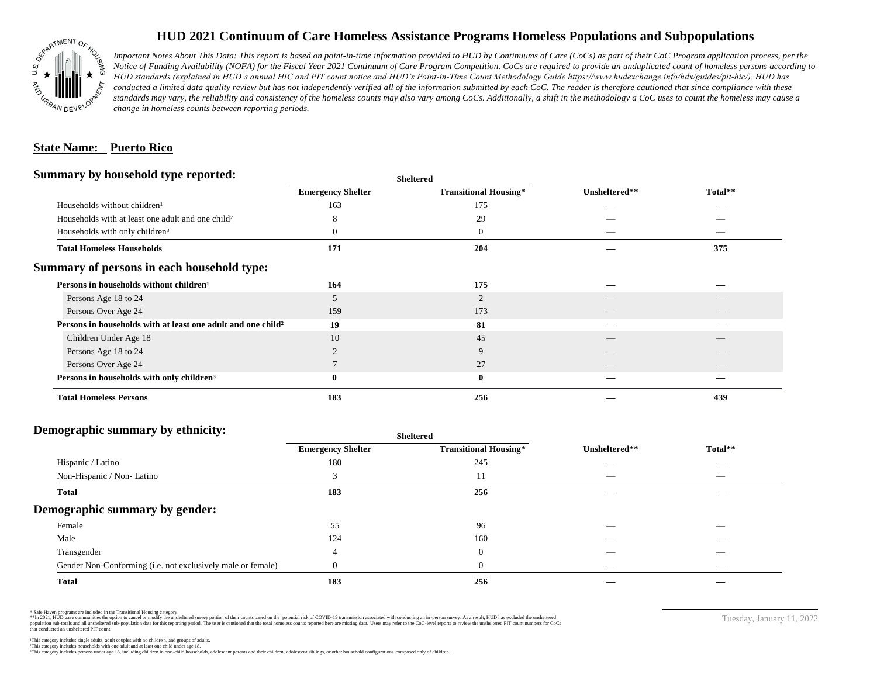# HUD 2021 Continuum of Care Homeless Assistance Programs Homeless Populations and Subpopulations

*Important Notes About This Data: This report is based on point-in-time information provided to HUD by Continuums of Care (CoCs) as part of their CoC Program application process, per the Notice of Funding Availability (NOFA) for the Fiscal Year 2021 Continuum of Care Program Competition. CoCs are required to provide an unduplicated count of homeless persons according to HUD standards (explained in HUD's annual HIC and PIT count notice and HUD's Point-in-Time Count Methodology Guide https://www.hudexchange.info/hdx/guides/pit-hic/). HUD has conducted a limited data quality review but has not independently verified all of the information submitted by each CoC. The reader is therefore cautioned that since compliance with these standards may vary, the reliability and consistency of the homeless counts may also vary among CoCs. Additionally, a shift in the methodology a CoC uses to count the homeless may cause a change in homeless counts between reporting periods.*

**State Name: Puerto Rico**

## Summary by household type reported:

| | Sheltered | | | |
|---|---|---|---|---|
| | Emergency Shelter | Transitional Housing* | Unsheltered** | Total** |
| Households without children¹ | 163 | 175 | — | — |
| Households with at least one adult and one child² | 8 | 29 | — | — |
| Households with only children³ | 0 | 0 | — | — |
| **Total Homeless Households** | **171** | **204** | **—** | **375** |

## Summary of persons in each household type:

| | Emergency Shelter | Transitional Housing* | Unsheltered** | Total** |
|---|---|---|---|---|
| **Persons in households without children¹** | **164** | **175** | **—** | **—** |
| Persons Age 18 to 24 | 5 | 2 | — | — |
| Persons Over Age 24 | 159 | 173 | — | — |
| **Persons in households with at least one adult and one child²** | **19** | **81** | **—** | **—** |
| Children Under Age 18 | 10 | 45 | — | — |
| Persons Age 18 to 24 | 2 | 9 | — | — |
| Persons Over Age 24 | 7 | 27 | — | — |
| **Persons in households with only children³** | **0** | **0** | **—** | **—** |
| **Total Homeless Persons** | **183** | **256** | **—** | **439** |

## Demographic summary by ethnicity:

| | Sheltered | | | |
|---|---|---|---|---|
| | Emergency Shelter | Transitional Housing* | Unsheltered** | Total** |
| Hispanic / Latino | 180 | 245 | — | — |
| Non-Hispanic / Non- Latino | 3 | 11 | — | — |
| **Total** | **183** | **256** | **—** | **—** |

## Demographic summary by gender:

| | Emergency Shelter | Transitional Housing* | Unsheltered** | Total** |
|---|---|---|---|---|
| Female | 55 | 96 | — | — |
| Male | 124 | 160 | — | — |
| Transgender | 4 | 0 | — | — |
| Gender Non-Conforming (i.e. not exclusively male or female) | 0 | 0 | — | — |
| **Total** | **183** | **256** | **—** | **—** |

\* Safe Haven programs are included in the Transitional Housing category.
\*\*In 2021, HUD gave communities the option to cancel or modify the unsheltered survey portion of their counts based on the potential risk of COVID-19 transmission associated with conducting an in-person survey. As a result, HUD has excluded the unsheltered population sub-totals and all unsheltered sub-population data for this reporting period. The user is cautioned that the total homeless counts reported here are missing data. Users may refer to the CoC-level reports to review the unsheltered PIT count numbers for CoCs that conducted an unsheltered PIT count.

¹This category includes single adults, adult couples with no children, and groups of adults.
²This category includes households with one adult and at least one child under age 18.
³This category includes persons under age 18, including children in one-child households, adolescent parents and their children, adolescent siblings, or other household configurations composed only of children.

Tuesday, January 11, 2022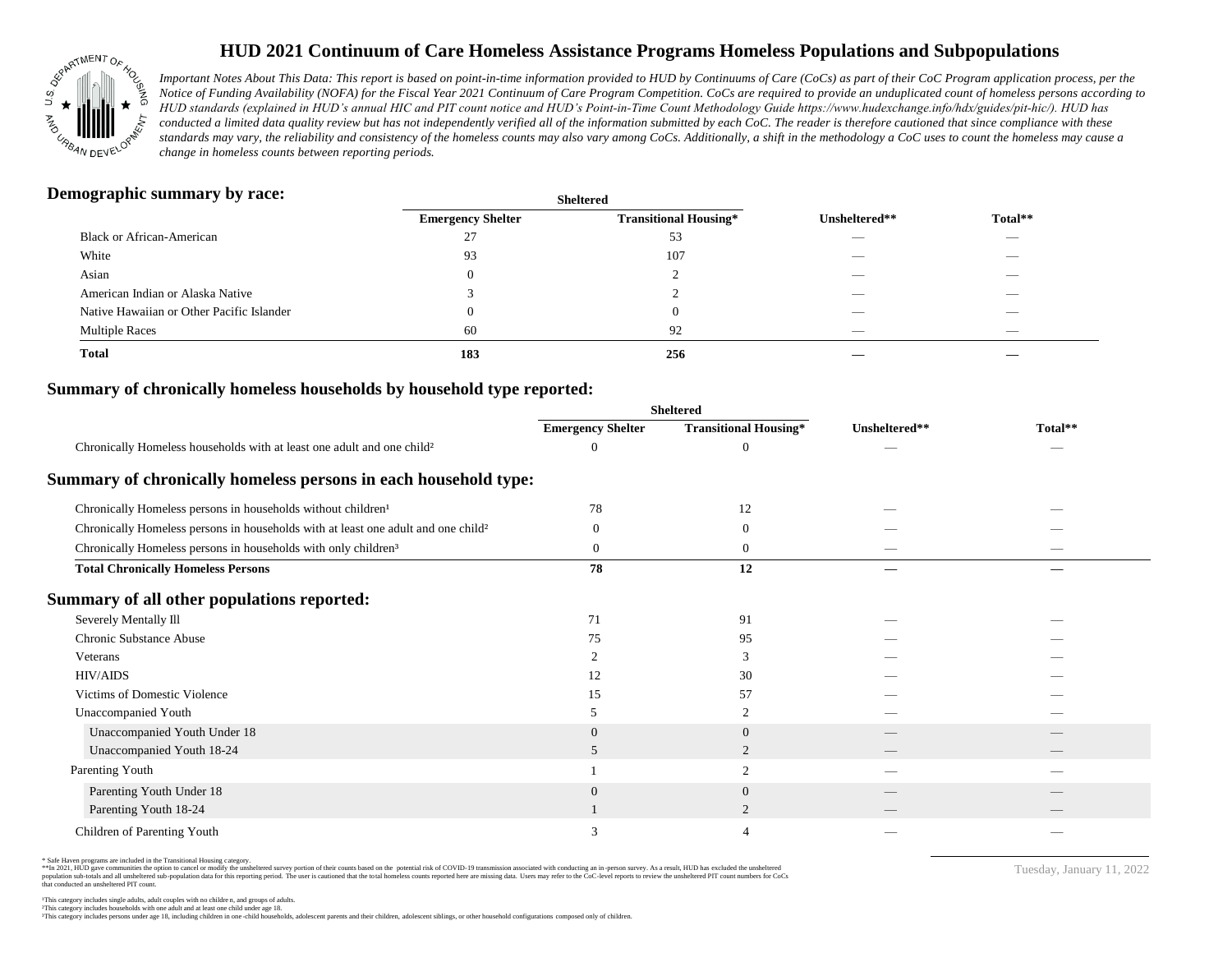# HUD 2021 Continuum of Care Homeless Assistance Programs Homeless Populations and Subpopulations

*Important Notes About This Data: This report is based on point-in-time information provided to HUD by Continuums of Care (CoCs) as part of their CoC Program application process, per the Notice of Funding Availability (NOFA) for the Fiscal Year 2021 Continuum of Care Program Competition. CoCs are required to provide an unduplicated count of homeless persons according to HUD standards (explained in HUD's annual HIC and PIT count notice and HUD's Point-in-Time Count Methodology Guide https://www.hudexchange.info/hdx/guides/pit-hic/). HUD has conducted a limited data quality review but has not independently verified all of the information submitted by each CoC. The reader is therefore cautioned that since compliance with these standards may vary, the reliability and consistency of the homeless counts may also vary among CoCs. Additionally, a shift in the methodology a CoC uses to count the homeless may cause a change in homeless counts between reporting periods.*

## Demographic summary by race:

| | Sheltered | | | |
|---|---|---|---|---|
| | Emergency Shelter | Transitional Housing* | Unsheltered** | Total** |
| Black or African-American | 27 | 53 | — | — |
| White | 93 | 107 | — | — |
| Asian | 0 | 2 | — | — |
| American Indian or Alaska Native | 3 | 2 | — | — |
| Native Hawaiian or Other Pacific Islander | 0 | 0 | — | — |
| Multiple Races | 60 | 92 | — | — |
| **Total** | **183** | **256** | **—** | **—** |

## Summary of chronically homeless households by household type reported:

| | Sheltered | | | |
|---|---|---|---|---|
| | Emergency Shelter | Transitional Housing* | Unsheltered** | Total** |
| Chronically Homeless households with at least one adult and one child[2] | 0 | 0 | — | — |

## Summary of chronically homeless persons in each household type:

| | Emergency Shelter | Transitional Housing* | Unsheltered** | Total** |
|---|---|---|---|---|
| Chronically Homeless persons in households without children[1] | 78 | 12 | — | — |
| Chronically Homeless persons in households with at least one adult and one child[2] | 0 | 0 | — | — |
| Chronically Homeless persons in households with only children[3] | 0 | 0 | — | — |
| **Total Chronically Homeless Persons** | **78** | **12** | **—** | **—** |

## Summary of all other populations reported:

| | Emergency Shelter | Transitional Housing* | Unsheltered** | Total** |
|---|---|---|---|---|
| Severely Mentally Ill | 71 | 91 | — | — |
| Chronic Substance Abuse | 75 | 95 | — | — |
| Veterans | 2 | 3 | — | — |
| HIV/AIDS | 12 | 30 | — | — |
| Victims of Domestic Violence | 15 | 57 | — | — |
| Unaccompanied Youth | 5 | 2 | — | — |
| Unaccompanied Youth Under 18 | 0 | 0 | — | — |
| Unaccompanied Youth 18-24 | 5 | 2 | — | — |
| Parenting Youth | 1 | 2 | — | — |
| Parenting Youth Under 18 | 0 | 0 | — | — |
| Parenting Youth 18-24 | 1 | 2 | — | — |
| Children of Parenting Youth | 3 | 4 | — | — |

\* Safe Haven programs are included in the Transitional Housing category.
\*\*In 2021, HUD gave communities the option to cancel or modify the unsheltered survey portion of their counts based on the potential risk of COVID-19 transmission associated with conducting an in-person survey. As a result, HUD has excluded the unsheltered population sub-totals and all unsheltered sub-population data for this reporting period. The user is cautioned that the total homeless counts reported here are missing data. Users may refer to the CoC-level reports to review the unsheltered PIT count numbers for CoCs that conducted an unsheltered PIT count.

[1]This category includes single adults, adult couples with no children, and groups of adults.
[2]This category includes households with one adult and at least one child under age 18.
[3]This category includes persons under age 18, including children in one-child households, adolescent parents and their children, adolescent siblings, or other household configurations composed only of children.

Tuesday, January 11, 2022